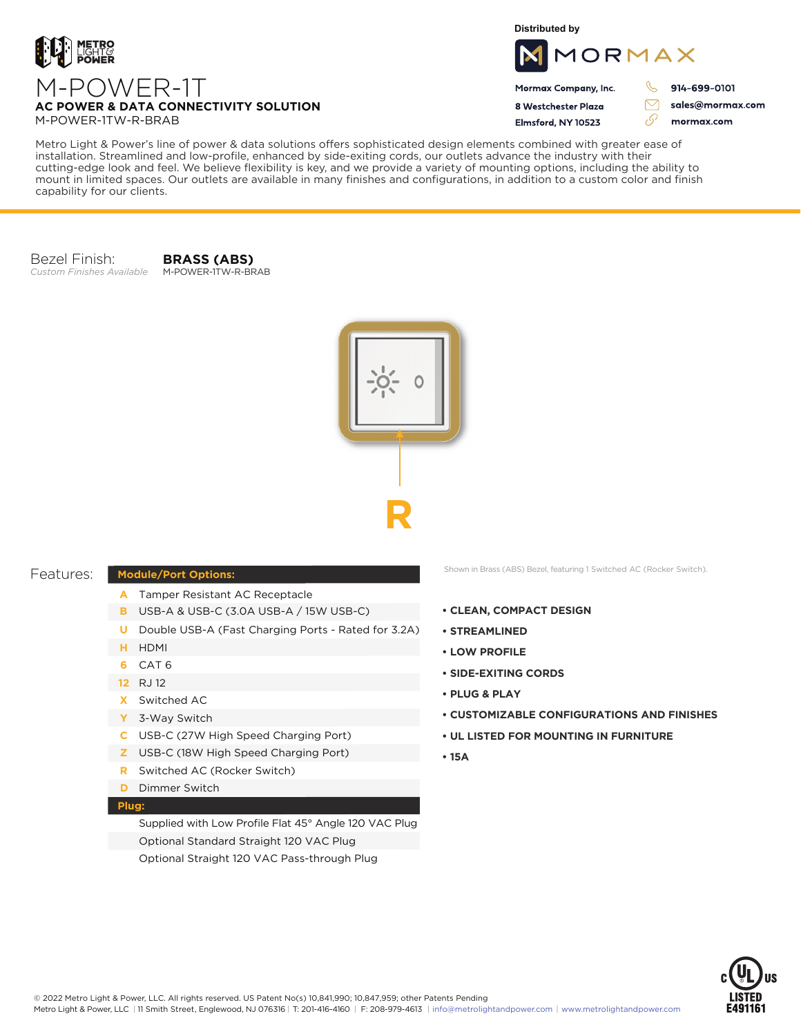METRO LIGHT & POWER

# M-POWER-1T

**AC POWER & DATA CONNECTIVITY SOLUTION**

M-POWER-1TW-R-BRAB

Distributed by

MORMAX

**Mormax Company, Inc.**
**8 Westchester Plaza**
**Elmsford, NY 10523**

**914-699-0101**
**sales@mormax.com**
**mormax.com**

Metro Light & Power's line of power & data solutions offers sophisticated design elements combined with greater ease of installation. Streamlined and low-profile, enhanced by side-exiting cords, our outlets advance the industry with their cutting-edge look and feel. We believe flexibility is key, and we provide a variety of mounting options, including the ability to mount in limited spaces. Our outlets are available in many finishes and configurations, in addition to a custom color and finish capability for our clients.

Bezel Finish: **BRASS (ABS)**
*Custom Finishes Available* M-POWER-1TW-R-BRAB

**R**

Shown in Brass (ABS) Bezel, featuring 1 Switched AC (Rocker Switch).

## Features:

| **Module/Port Options:** | |
|---|---|
| A | Tamper Resistant AC Receptacle |
| B | USB-A & USB-C (3.0A USB-A / 15W USB-C) |
| U | Double USB-A (Fast Charging Ports - Rated for 3.2A) |
| H | HDMI |
| 6 | CAT 6 |
| 12 | RJ 12 |
| X | Switched AC |
| Y | 3-Way Switch |
| C | USB-C (27W High Speed Charging Port) |
| Z | USB-C (18W High Speed Charging Port) |
| R | Switched AC (Rocker Switch) |
| D | Dimmer Switch |
| **Plug:** | |
| | Supplied with Low Profile Flat 45° Angle 120 VAC Plug |
| | Optional Standard Straight 120 VAC Plug |
| | Optional Straight 120 VAC Pass-through Plug |

- **CLEAN, COMPACT DESIGN**
- **STREAMLINED**
- **LOW PROFILE**
- **SIDE-EXITING CORDS**
- **PLUG & PLAY**
- **CUSTOMIZABLE CONFIGURATIONS AND FINISHES**
- **UL LISTED FOR MOUNTING IN FURNITURE**
- **15A**

c UL us LISTED E491161

© 2022 Metro Light & Power, LLC. All rights reserved. US Patent No(s) 10,841,990; 10,847,959; other Patents Pending
Metro Light & Power, LLC | 11 Smith Street, Englewood, NJ 076316 | T: 201-416-4160 | F: 208-979-4613 | info@metrolightandpower.com | www.metrolightandpower.com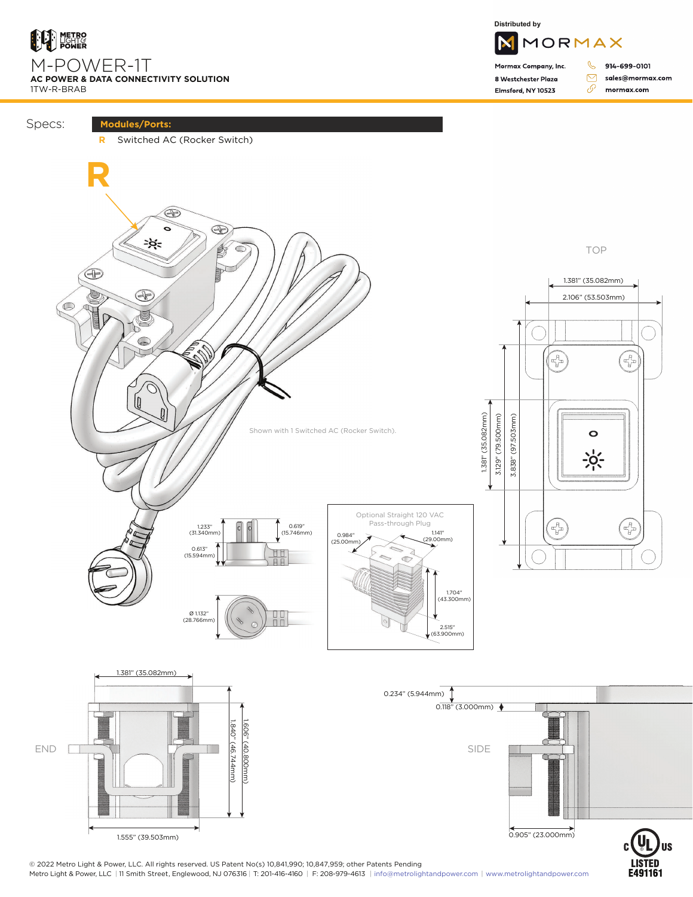# M-POWER-1T

**AC POWER & DATA CONNECTIVITY SOLUTION**

1TW-R-BRAB

Distributed by MORMAX

Mormax Company, Inc.
8 Westchester Plaza
Elmsford, NY 10523

914-699-0101
sales@mormax.com
mormax.com

## Specs:

**Modules/Ports:**

**R** Switched AC (Rocker Switch)

R

Shown with 1 Switched AC (Rocker Switch).

TOP

1.381" (35.082mm)
2.106" (53.503mm)
1.381" (35.082mm)
3.129" (79.500mm)
3.838" (97.503mm)

1.233" (31.340mm)
0.619" (15.746mm)
0.613" (15.594mm)
Ø 1.132" (28.766mm)

Optional Straight 120 VAC Pass-through Plug

0.984" (25.00mm)
1.141" (29.00mm)
1.704" (43.300mm)
2.515" (63.900mm)

END

1.381" (35.082mm)
1.840" (46.744mm)
1.606" (40.800mm)
1.555" (39.503mm)

SIDE

0.234" (5.944mm)
0.118" (3.000mm)
0.905" (23.000mm)

© 2022 Metro Light & Power, LLC. All rights reserved. US Patent No(s) 10,841,990; 10,847,959; other Patents Pending
Metro Light & Power, LLC | 11 Smith Street, Englewood, NJ 076316 | T: 201-416-4160 | F: 208-979-4613 | info@metrolightandpower.com | www.metrolightandpower.com

c UL US LISTED E491161